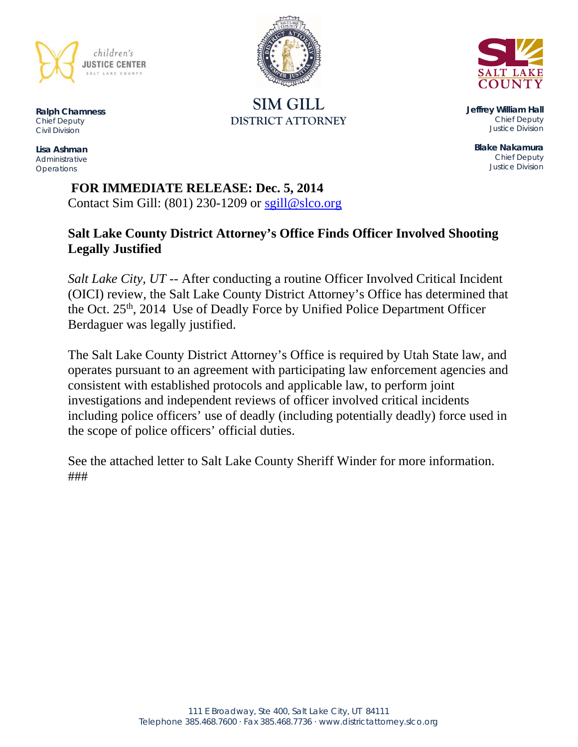children's
**JUSTICE CENTER**
SALT LAKE COUNTY

SIM GILL
DISTRICT ATTORNEY

SALT LAKE COUNTY

**Ralph Chamness**
Chief Deputy
Civil Division

**Lisa Ashman**
Administrative
Operations

**Jeffrey William Hall**
Chief Deputy
Justice Division

**Blake Nakamura**
Chief Deputy
Justice Division

**FOR IMMEDIATE RELEASE: Dec. 5, 2014**
Contact Sim Gill: (801) 230-1209 or sgill@slco.org

**Salt Lake County District Attorney's Office Finds Officer Involved Shooting Legally Justified**

*Salt Lake City, UT* -- After conducting a routine Officer Involved Critical Incident (OICI) review, the Salt Lake County District Attorney's Office has determined that the Oct. 25th, 2014 Use of Deadly Force by Unified Police Department Officer Berdaguer was legally justified.

The Salt Lake County District Attorney's Office is required by Utah State law, and operates pursuant to an agreement with participating law enforcement agencies and consistent with established protocols and applicable law, to perform joint investigations and independent reviews of officer involved critical incidents including police officers' use of deadly (including potentially deadly) force used in the scope of police officers' official duties.

See the attached letter to Salt Lake County Sheriff Winder for more information.
###

111 E Broadway, Ste 400, Salt Lake City, UT 84111
Telephone 385.468.7600 · Fax 385.468.7736 · www.districtattorney.slco.org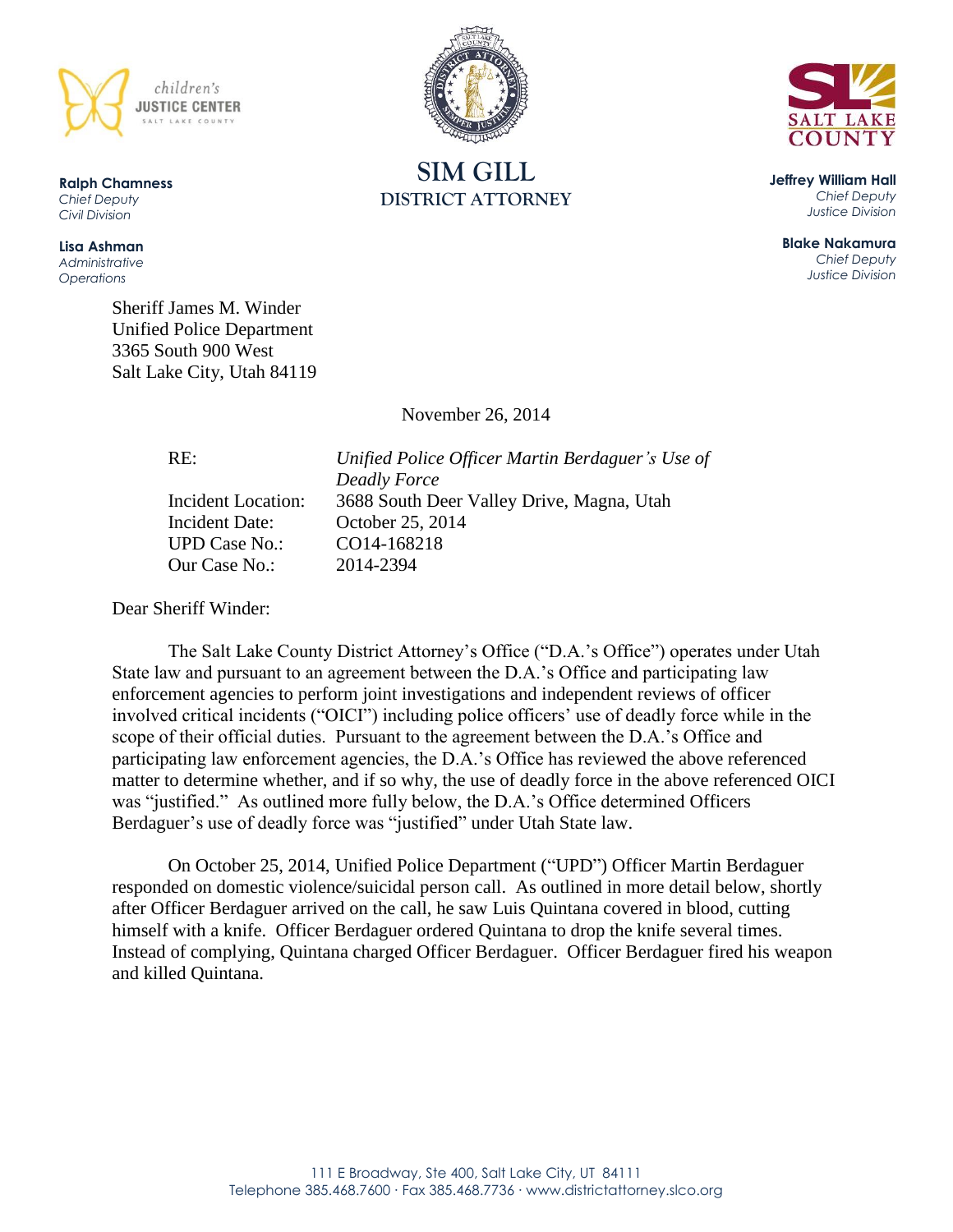Ralph Chamness
*Chief Deputy*
*Civil Division*

Lisa Ashman
*Administrative Operations*

# SIM GILL
## DISTRICT ATTORNEY

Jeffrey William Hall
*Chief Deputy*
*Justice Division*

Blake Nakamura
*Chief Deputy*
*Justice Division*

Sheriff James M. Winder
Unified Police Department
3365 South 900 West
Salt Lake City, Utah 84119

November 26, 2014

| | |
|---|---|
| RE: | *Unified Police Officer Martin Berdaguer's Use of Deadly Force* |
| Incident Location: | 3688 South Deer Valley Drive, Magna, Utah |
| Incident Date: | October 25, 2014 |
| UPD Case No.: | CO14-168218 |
| Our Case No.: | 2014-2394 |

Dear Sheriff Winder:

The Salt Lake County District Attorney's Office ("D.A.'s Office") operates under Utah State law and pursuant to an agreement between the D.A.'s Office and participating law enforcement agencies to perform joint investigations and independent reviews of officer involved critical incidents ("OICI") including police officers' use of deadly force while in the scope of their official duties. Pursuant to the agreement between the D.A.'s Office and participating law enforcement agencies, the D.A.'s Office has reviewed the above referenced matter to determine whether, and if so why, the use of deadly force in the above referenced OICI was "justified." As outlined more fully below, the D.A.'s Office determined Officers Berdaguer's use of deadly force was "justified" under Utah State law.

On October 25, 2014, Unified Police Department ("UPD") Officer Martin Berdaguer responded on domestic violence/suicidal person call. As outlined in more detail below, shortly after Officer Berdaguer arrived on the call, he saw Luis Quintana covered in blood, cutting himself with a knife. Officer Berdaguer ordered Quintana to drop the knife several times. Instead of complying, Quintana charged Officer Berdaguer. Officer Berdaguer fired his weapon and killed Quintana.

111 E Broadway, Ste 400, Salt Lake City, UT 84111
Telephone 385.468.7600 · Fax 385.468.7736 · www.districtattorney.slco.org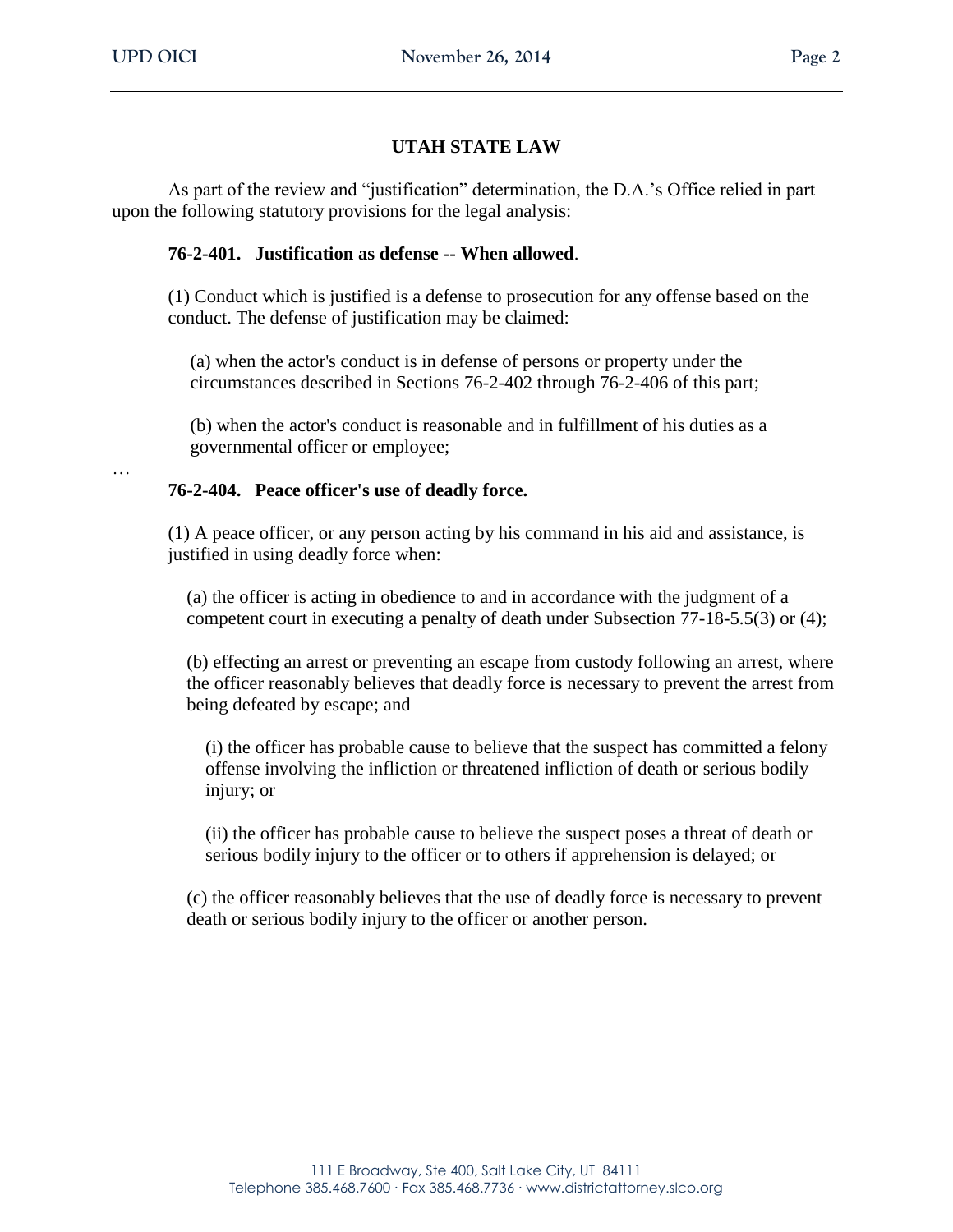## UTAH STATE LAW

As part of the review and "justification" determination, the D.A.'s Office relied in part upon the following statutory provisions for the legal analysis:

**76-2-401. Justification as defense -- When allowed**.

(1) Conduct which is justified is a defense to prosecution for any offense based on the conduct. The defense of justification may be claimed:

(a) when the actor's conduct is in defense of persons or property under the circumstances described in Sections 76-2-402 through 76-2-406 of this part;

(b) when the actor's conduct is reasonable and in fulfillment of his duties as a governmental officer or employee;

…

**76-2-404. Peace officer's use of deadly force.**

(1) A peace officer, or any person acting by his command in his aid and assistance, is justified in using deadly force when:

(a) the officer is acting in obedience to and in accordance with the judgment of a competent court in executing a penalty of death under Subsection 77-18-5.5(3) or (4);

(b) effecting an arrest or preventing an escape from custody following an arrest, where the officer reasonably believes that deadly force is necessary to prevent the arrest from being defeated by escape; and

(i) the officer has probable cause to believe that the suspect has committed a felony offense involving the infliction or threatened infliction of death or serious bodily injury; or

(ii) the officer has probable cause to believe the suspect poses a threat of death or serious bodily injury to the officer or to others if apprehension is delayed; or

(c) the officer reasonably believes that the use of deadly force is necessary to prevent death or serious bodily injury to the officer or another person.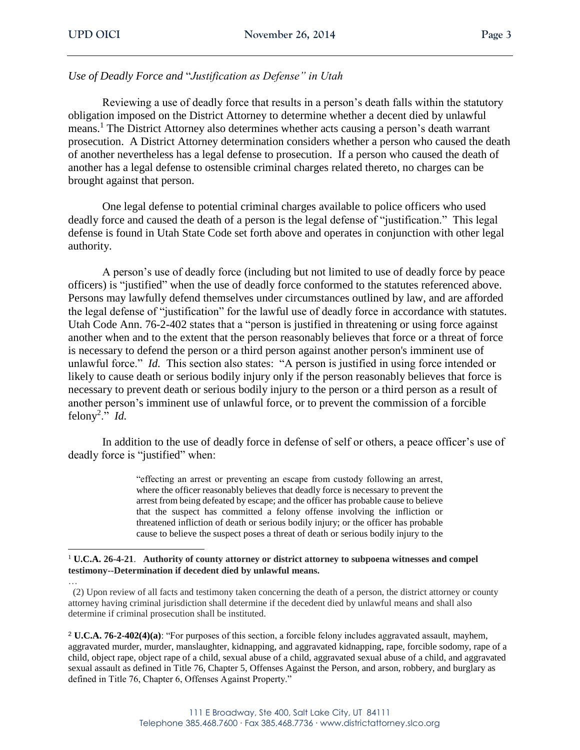*Use of Deadly Force and "Justification as Defense" in Utah*

Reviewing a use of deadly force that results in a person's death falls within the statutory obligation imposed on the District Attorney to determine whether a decent died by unlawful means.[1] The District Attorney also determines whether acts causing a person's death warrant prosecution. A District Attorney determination considers whether a person who caused the death of another nevertheless has a legal defense to prosecution. If a person who caused the death of another has a legal defense to ostensible criminal charges related thereto, no charges can be brought against that person.

One legal defense to potential criminal charges available to police officers who used deadly force and caused the death of a person is the legal defense of "justification." This legal defense is found in Utah State Code set forth above and operates in conjunction with other legal authority.

A person's use of deadly force (including but not limited to use of deadly force by peace officers) is "justified" when the use of deadly force conformed to the statutes referenced above. Persons may lawfully defend themselves under circumstances outlined by law, and are afforded the legal defense of "justification" for the lawful use of deadly force in accordance with statutes. Utah Code Ann. 76-2-402 states that a "person is justified in threatening or using force against another when and to the extent that the person reasonably believes that force or a threat of force is necessary to defend the person or a third person against another person's imminent use of unlawful force." *Id.* This section also states: "A person is justified in using force intended or likely to cause death or serious bodily injury only if the person reasonably believes that force is necessary to prevent death or serious bodily injury to the person or a third person as a result of another person's imminent use of unlawful force, or to prevent the commission of a forcible felony[2]." *Id.*

In addition to the use of deadly force in defense of self or others, a peace officer's use of deadly force is "justified" when:

> "effecting an arrest or preventing an escape from custody following an arrest, where the officer reasonably believes that deadly force is necessary to prevent the arrest from being defeated by escape; and the officer has probable cause to believe that the suspect has committed a felony offense involving the infliction or threatened infliction of death or serious bodily injury; or the officer has probable cause to believe the suspect poses a threat of death or serious bodily injury to the

---

[1] **U.C.A. 26-4-21**. **Authority of county attorney or district attorney to subpoena witnesses and compel testimony--Determination if decedent died by unlawful means.**

…

(2) Upon review of all facts and testimony taken concerning the death of a person, the district attorney or county attorney having criminal jurisdiction shall determine if the decedent died by unlawful means and shall also determine if criminal prosecution shall be instituted.

[2] **U.C.A. 76-2-402(4)(a)**: "For purposes of this section, a forcible felony includes aggravated assault, mayhem, aggravated murder, murder, manslaughter, kidnapping, and aggravated kidnapping, rape, forcible sodomy, rape of a child, object rape, object rape of a child, sexual abuse of a child, aggravated sexual abuse of a child, and aggravated sexual assault as defined in Title 76, Chapter 5, Offenses Against the Person, and arson, robbery, and burglary as defined in Title 76, Chapter 6, Offenses Against Property."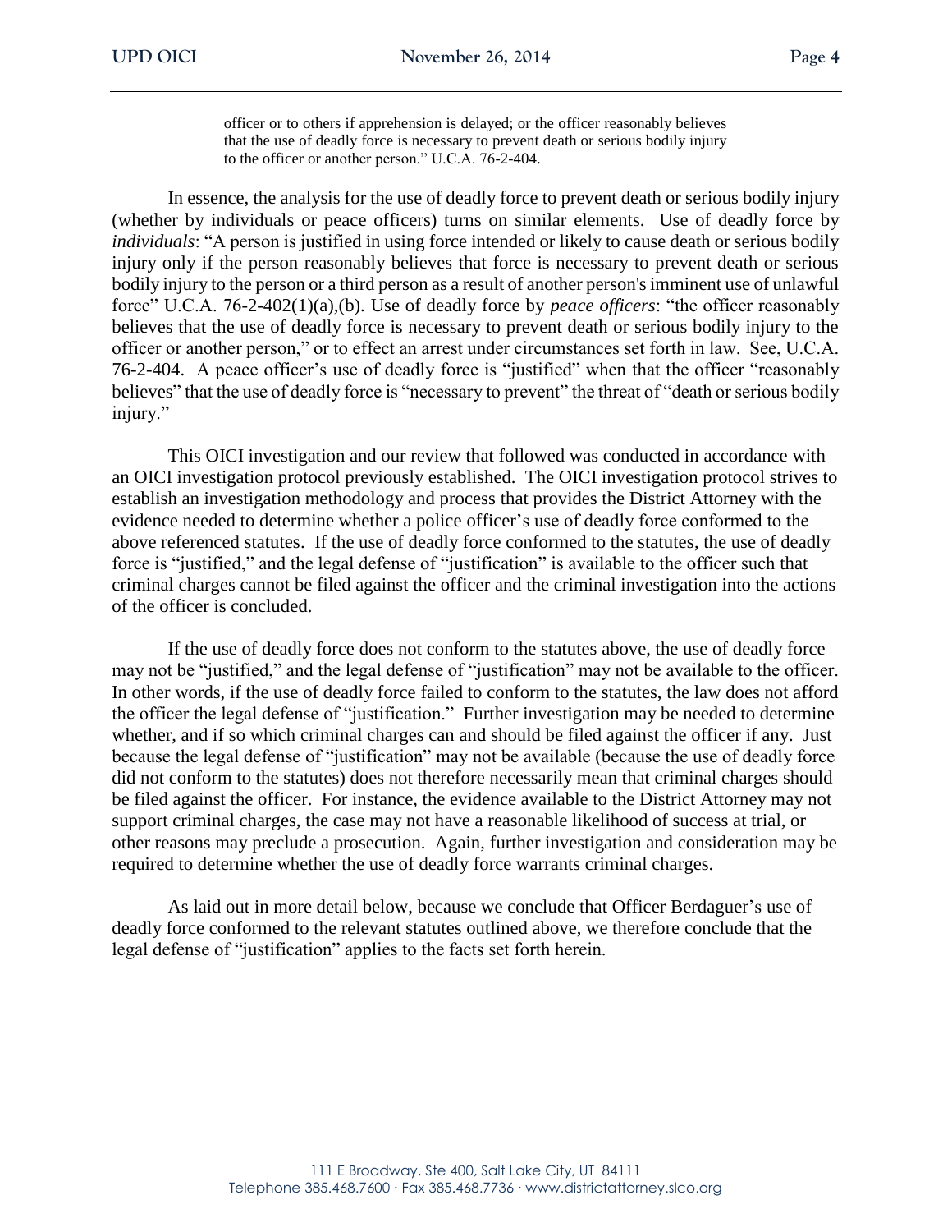> officer or to others if apprehension is delayed; or the officer reasonably believes that the use of deadly force is necessary to prevent death or serious bodily injury to the officer or another person." U.C.A. 76-2-404.

In essence, the analysis for the use of deadly force to prevent death or serious bodily injury (whether by individuals or peace officers) turns on similar elements. Use of deadly force by *individuals*: "A person is justified in using force intended or likely to cause death or serious bodily injury only if the person reasonably believes that force is necessary to prevent death or serious bodily injury to the person or a third person as a result of another person's imminent use of unlawful force" U.C.A. 76-2-402(1)(a),(b). Use of deadly force by *peace officers*: "the officer reasonably believes that the use of deadly force is necessary to prevent death or serious bodily injury to the officer or another person," or to effect an arrest under circumstances set forth in law. See, U.C.A. 76-2-404. A peace officer's use of deadly force is "justified" when that the officer "reasonably believes" that the use of deadly force is "necessary to prevent" the threat of "death or serious bodily injury."

This OICI investigation and our review that followed was conducted in accordance with an OICI investigation protocol previously established. The OICI investigation protocol strives to establish an investigation methodology and process that provides the District Attorney with the evidence needed to determine whether a police officer's use of deadly force conformed to the above referenced statutes. If the use of deadly force conformed to the statutes, the use of deadly force is "justified," and the legal defense of "justification" is available to the officer such that criminal charges cannot be filed against the officer and the criminal investigation into the actions of the officer is concluded.

If the use of deadly force does not conform to the statutes above, the use of deadly force may not be "justified," and the legal defense of "justification" may not be available to the officer. In other words, if the use of deadly force failed to conform to the statutes, the law does not afford the officer the legal defense of "justification." Further investigation may be needed to determine whether, and if so which criminal charges can and should be filed against the officer if any. Just because the legal defense of "justification" may not be available (because the use of deadly force did not conform to the statutes) does not therefore necessarily mean that criminal charges should be filed against the officer. For instance, the evidence available to the District Attorney may not support criminal charges, the case may not have a reasonable likelihood of success at trial, or other reasons may preclude a prosecution. Again, further investigation and consideration may be required to determine whether the use of deadly force warrants criminal charges.

As laid out in more detail below, because we conclude that Officer Berdaguer's use of deadly force conformed to the relevant statutes outlined above, we therefore conclude that the legal defense of "justification" applies to the facts set forth herein.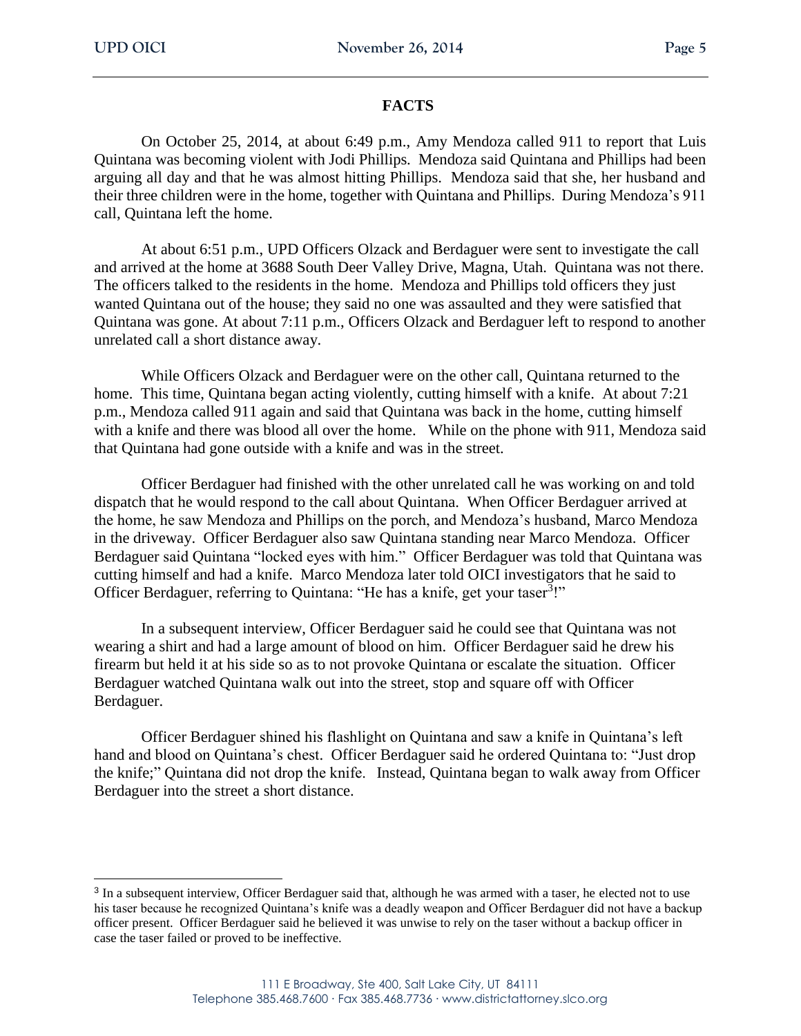## FACTS

On October 25, 2014, at about 6:49 p.m., Amy Mendoza called 911 to report that Luis Quintana was becoming violent with Jodi Phillips. Mendoza said Quintana and Phillips had been arguing all day and that he was almost hitting Phillips. Mendoza said that she, her husband and their three children were in the home, together with Quintana and Phillips. During Mendoza's 911 call, Quintana left the home.

At about 6:51 p.m., UPD Officers Olzack and Berdaguer were sent to investigate the call and arrived at the home at 3688 South Deer Valley Drive, Magna, Utah. Quintana was not there. The officers talked to the residents in the home. Mendoza and Phillips told officers they just wanted Quintana out of the house; they said no one was assaulted and they were satisfied that Quintana was gone. At about 7:11 p.m., Officers Olzack and Berdaguer left to respond to another unrelated call a short distance away.

While Officers Olzack and Berdaguer were on the other call, Quintana returned to the home. This time, Quintana began acting violently, cutting himself with a knife. At about 7:21 p.m., Mendoza called 911 again and said that Quintana was back in the home, cutting himself with a knife and there was blood all over the home. While on the phone with 911, Mendoza said that Quintana had gone outside with a knife and was in the street.

Officer Berdaguer had finished with the other unrelated call he was working on and told dispatch that he would respond to the call about Quintana. When Officer Berdaguer arrived at the home, he saw Mendoza and Phillips on the porch, and Mendoza's husband, Marco Mendoza in the driveway. Officer Berdaguer also saw Quintana standing near Marco Mendoza. Officer Berdaguer said Quintana "locked eyes with him." Officer Berdaguer was told that Quintana was cutting himself and had a knife. Marco Mendoza later told OICI investigators that he said to Officer Berdaguer, referring to Quintana: "He has a knife, get your taser[3]!"

In a subsequent interview, Officer Berdaguer said he could see that Quintana was not wearing a shirt and had a large amount of blood on him. Officer Berdaguer said he drew his firearm but held it at his side so as to not provoke Quintana or escalate the situation. Officer Berdaguer watched Quintana walk out into the street, stop and square off with Officer Berdaguer.

Officer Berdaguer shined his flashlight on Quintana and saw a knife in Quintana's left hand and blood on Quintana's chest. Officer Berdaguer said he ordered Quintana to: "Just drop the knife;" Quintana did not drop the knife. Instead, Quintana began to walk away from Officer Berdaguer into the street a short distance.

---

[3] In a subsequent interview, Officer Berdaguer said that, although he was armed with a taser, he elected not to use his taser because he recognized Quintana's knife was a deadly weapon and Officer Berdaguer did not have a backup officer present. Officer Berdaguer said he believed it was unwise to rely on the taser without a backup officer in case the taser failed or proved to be ineffective.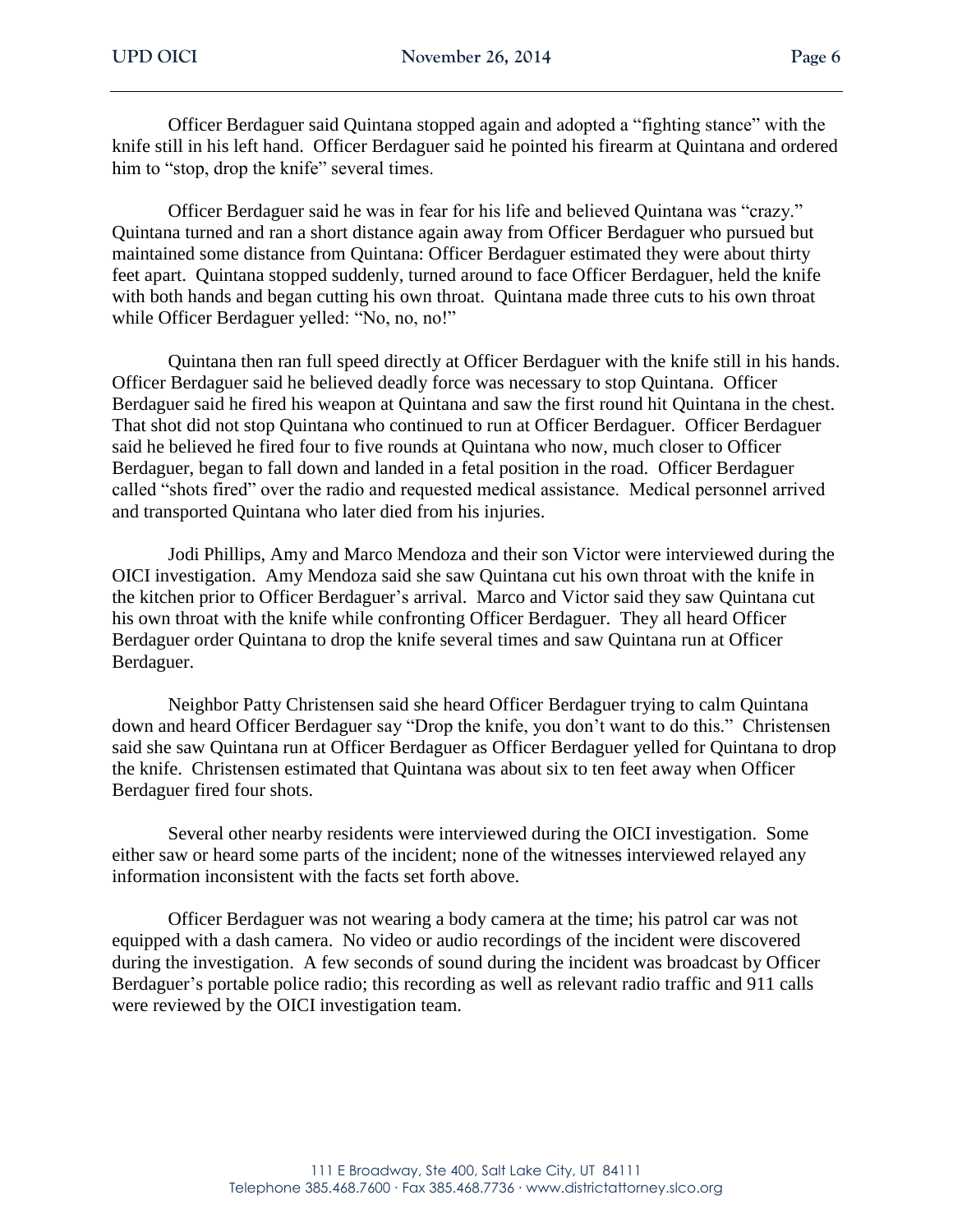Officer Berdaguer said Quintana stopped again and adopted a "fighting stance" with the knife still in his left hand. Officer Berdaguer said he pointed his firearm at Quintana and ordered him to "stop, drop the knife" several times.

Officer Berdaguer said he was in fear for his life and believed Quintana was "crazy." Quintana turned and ran a short distance again away from Officer Berdaguer who pursued but maintained some distance from Quintana: Officer Berdaguer estimated they were about thirty feet apart. Quintana stopped suddenly, turned around to face Officer Berdaguer, held the knife with both hands and began cutting his own throat. Quintana made three cuts to his own throat while Officer Berdaguer yelled: "No, no, no!"

Quintana then ran full speed directly at Officer Berdaguer with the knife still in his hands. Officer Berdaguer said he believed deadly force was necessary to stop Quintana. Officer Berdaguer said he fired his weapon at Quintana and saw the first round hit Quintana in the chest. That shot did not stop Quintana who continued to run at Officer Berdaguer. Officer Berdaguer said he believed he fired four to five rounds at Quintana who now, much closer to Officer Berdaguer, began to fall down and landed in a fetal position in the road. Officer Berdaguer called "shots fired" over the radio and requested medical assistance. Medical personnel arrived and transported Quintana who later died from his injuries.

Jodi Phillips, Amy and Marco Mendoza and their son Victor were interviewed during the OICI investigation. Amy Mendoza said she saw Quintana cut his own throat with the knife in the kitchen prior to Officer Berdaguer's arrival. Marco and Victor said they saw Quintana cut his own throat with the knife while confronting Officer Berdaguer. They all heard Officer Berdaguer order Quintana to drop the knife several times and saw Quintana run at Officer Berdaguer.

Neighbor Patty Christensen said she heard Officer Berdaguer trying to calm Quintana down and heard Officer Berdaguer say "Drop the knife, you don't want to do this." Christensen said she saw Quintana run at Officer Berdaguer as Officer Berdaguer yelled for Quintana to drop the knife. Christensen estimated that Quintana was about six to ten feet away when Officer Berdaguer fired four shots.

Several other nearby residents were interviewed during the OICI investigation. Some either saw or heard some parts of the incident; none of the witnesses interviewed relayed any information inconsistent with the facts set forth above.

Officer Berdaguer was not wearing a body camera at the time; his patrol car was not equipped with a dash camera. No video or audio recordings of the incident were discovered during the investigation. A few seconds of sound during the incident was broadcast by Officer Berdaguer's portable police radio; this recording as well as relevant radio traffic and 911 calls were reviewed by the OICI investigation team.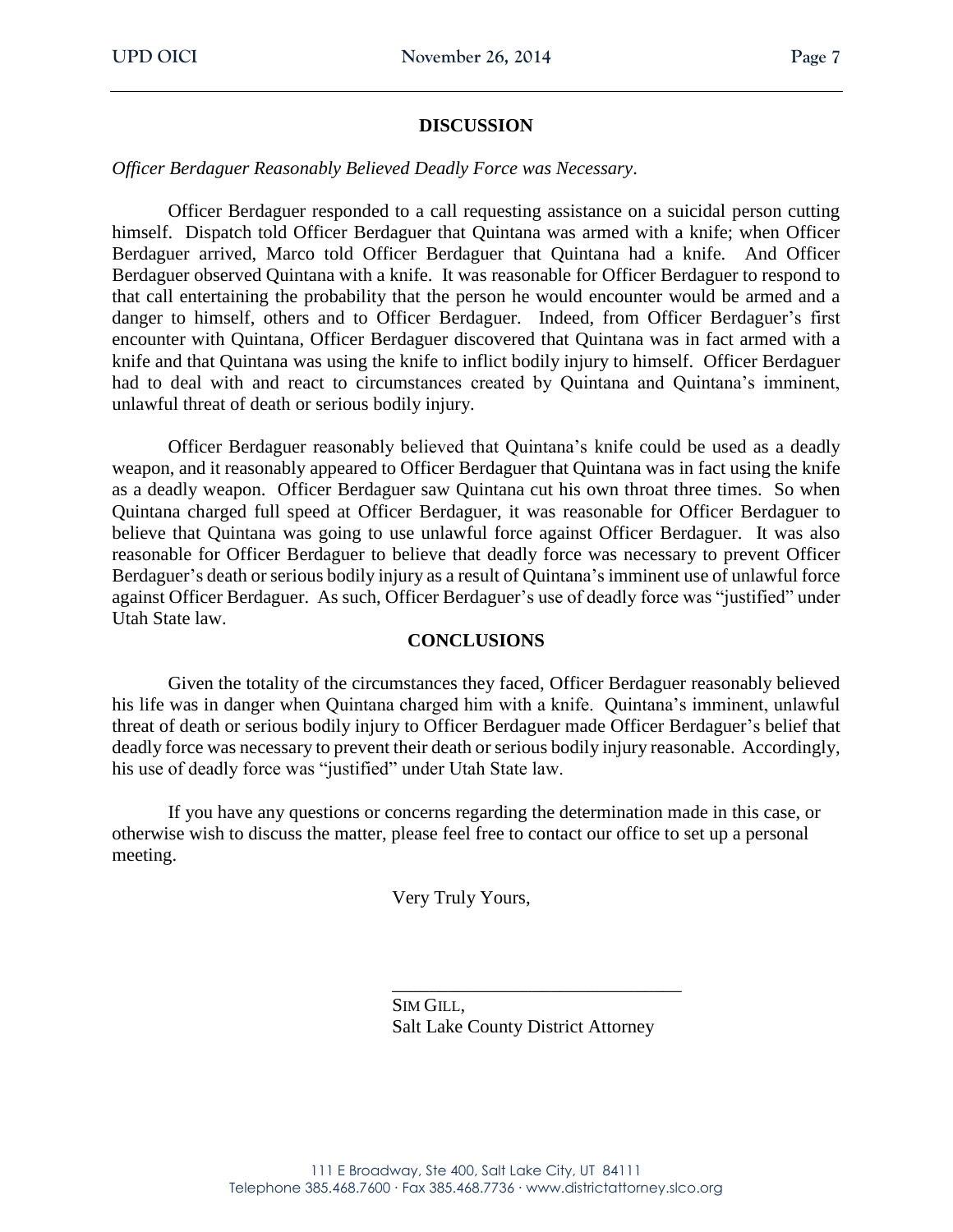## DISCUSSION

*Officer Berdaguer Reasonably Believed Deadly Force was Necessary*.

Officer Berdaguer responded to a call requesting assistance on a suicidal person cutting himself. Dispatch told Officer Berdaguer that Quintana was armed with a knife; when Officer Berdaguer arrived, Marco told Officer Berdaguer that Quintana had a knife. And Officer Berdaguer observed Quintana with a knife. It was reasonable for Officer Berdaguer to respond to that call entertaining the probability that the person he would encounter would be armed and a danger to himself, others and to Officer Berdaguer. Indeed, from Officer Berdaguer's first encounter with Quintana, Officer Berdaguer discovered that Quintana was in fact armed with a knife and that Quintana was using the knife to inflict bodily injury to himself. Officer Berdaguer had to deal with and react to circumstances created by Quintana and Quintana's imminent, unlawful threat of death or serious bodily injury.

Officer Berdaguer reasonably believed that Quintana's knife could be used as a deadly weapon, and it reasonably appeared to Officer Berdaguer that Quintana was in fact using the knife as a deadly weapon. Officer Berdaguer saw Quintana cut his own throat three times. So when Quintana charged full speed at Officer Berdaguer, it was reasonable for Officer Berdaguer to believe that Quintana was going to use unlawful force against Officer Berdaguer. It was also reasonable for Officer Berdaguer to believe that deadly force was necessary to prevent Officer Berdaguer's death or serious bodily injury as a result of Quintana's imminent use of unlawful force against Officer Berdaguer. As such, Officer Berdaguer's use of deadly force was "justified" under Utah State law.

## CONCLUSIONS

Given the totality of the circumstances they faced, Officer Berdaguer reasonably believed his life was in danger when Quintana charged him with a knife. Quintana's imminent, unlawful threat of death or serious bodily injury to Officer Berdaguer made Officer Berdaguer's belief that deadly force was necessary to prevent their death or serious bodily injury reasonable. Accordingly, his use of deadly force was "justified" under Utah State law.

If you have any questions or concerns regarding the determination made in this case, or otherwise wish to discuss the matter, please feel free to contact our office to set up a personal meeting.

Very Truly Yours,

________________________________

SIM GILL,
Salt Lake County District Attorney